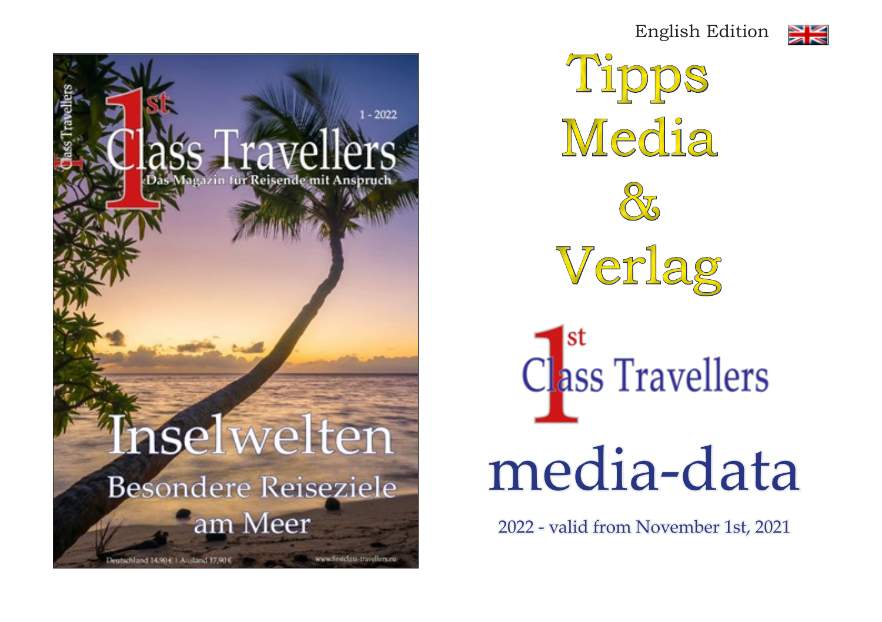English Edition

# Tipps Media & Verlag

# 1st Class Travellers

# media-data

2022 - valid from November 1st, 2021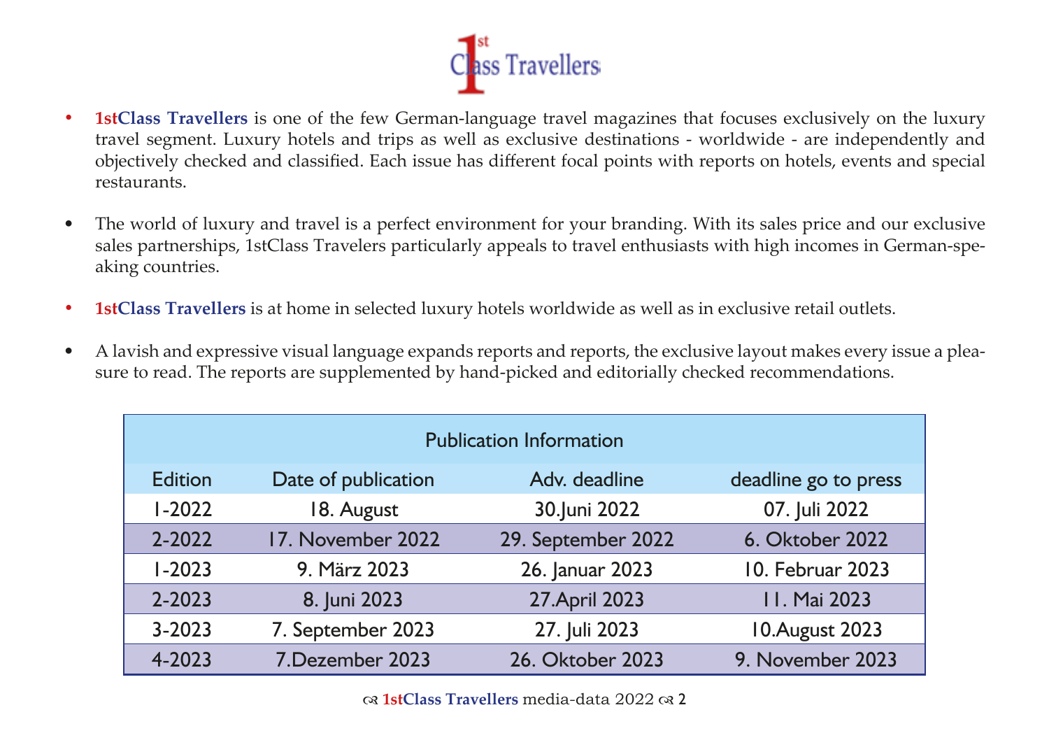- **1stClass Travellers** is one of the few German-language travel magazines that focuses exclusively on the luxury travel segment. Luxury hotels and trips as well as exclusive destinations - worldwide - are independently and objectively checked and classified. Each issue has different focal points with reports on hotels, events and special restaurants.

- The world of luxury and travel is a perfect environment for your branding. With its sales price and our exclusive sales partnerships, 1stClass Travelers particularly appeals to travel enthusiasts with high incomes in German-speaking countries.

- **1stClass Travellers** is at home in selected luxury hotels worldwide as well as in exclusive retail outlets.

- A lavish and expressive visual language expands reports and reports, the exclusive layout makes every issue a pleasure to read. The reports are supplemented by hand-picked and editorially checked recommendations.

| Publication Information | | | |
|---|---|---|---|
| Edition | Date of publication | Adv. deadline | deadline go to press |
| 1-2022 | 18. August | 30.Juni 2022 | 07. Juli 2022 |
| 2-2022 | 17. November 2022 | 29. September 2022 | 6. Oktober 2022 |
| 1-2023 | 9. März 2023 | 26. Januar 2023 | 10. Februar 2023 |
| 2-2023 | 8. Juni 2023 | 27.April 2023 | 11. Mai 2023 |
| 3-2023 | 7. September 2023 | 27. Juli 2023 | 10.August 2023 |
| 4-2023 | 7.Dezember 2023 | 26. Oktober 2023 | 9. November 2023 |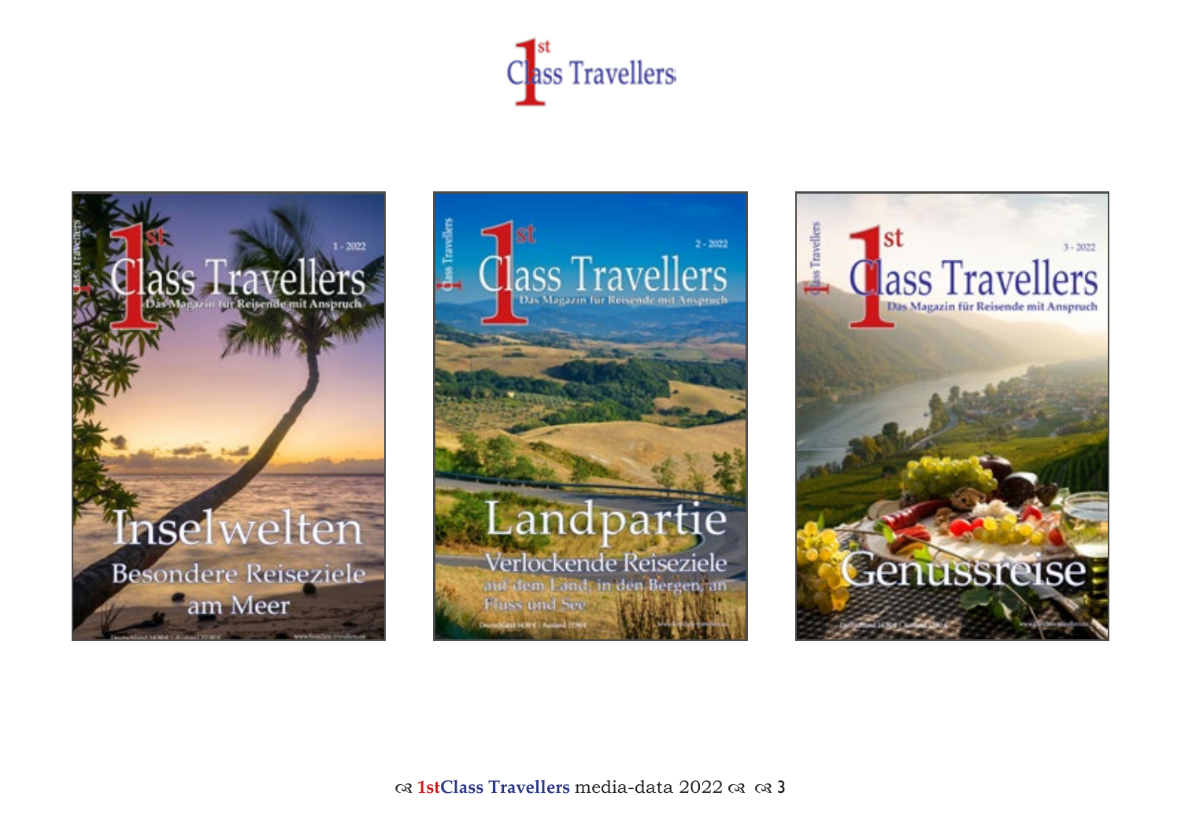1st Class Travellers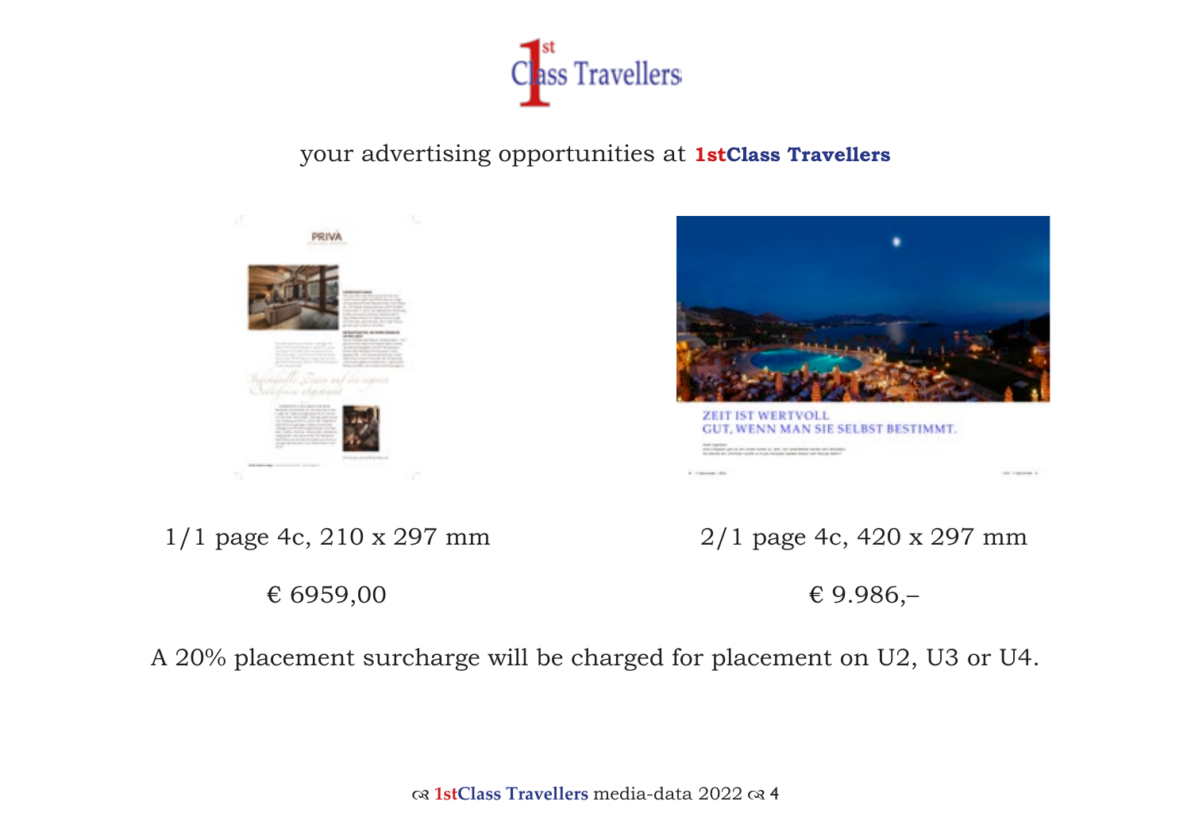1st Class Travellers

your advertising opportunities at **1stClass Travellers**

| 1/1 page 4c, 210 x 297 mm | 2/1 page 4c, 420 x 297 mm |
| --- | --- |
| € 6959,00 | € 9.986,– |

A 20% placement surcharge will be charged for placement on U2, U3 or U4.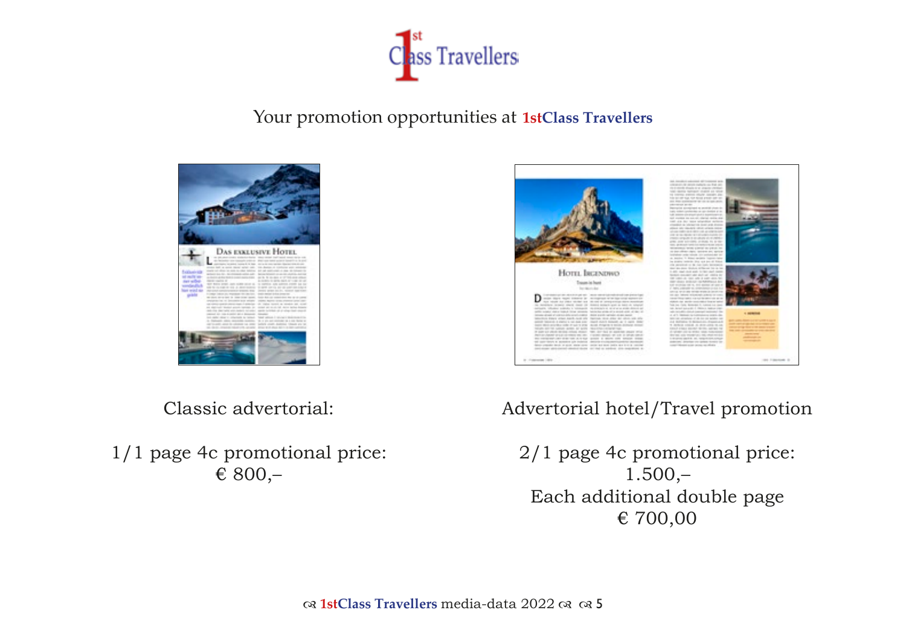Your promotion opportunities at **1stClass Travellers**

Classic advertorial:

1/1 page 4c promotional price:
€ 800,–

Advertorial hotel/Travel promotion

2/1 page 4c promotional price:
1.500,–
Each additional double page
€ 700,00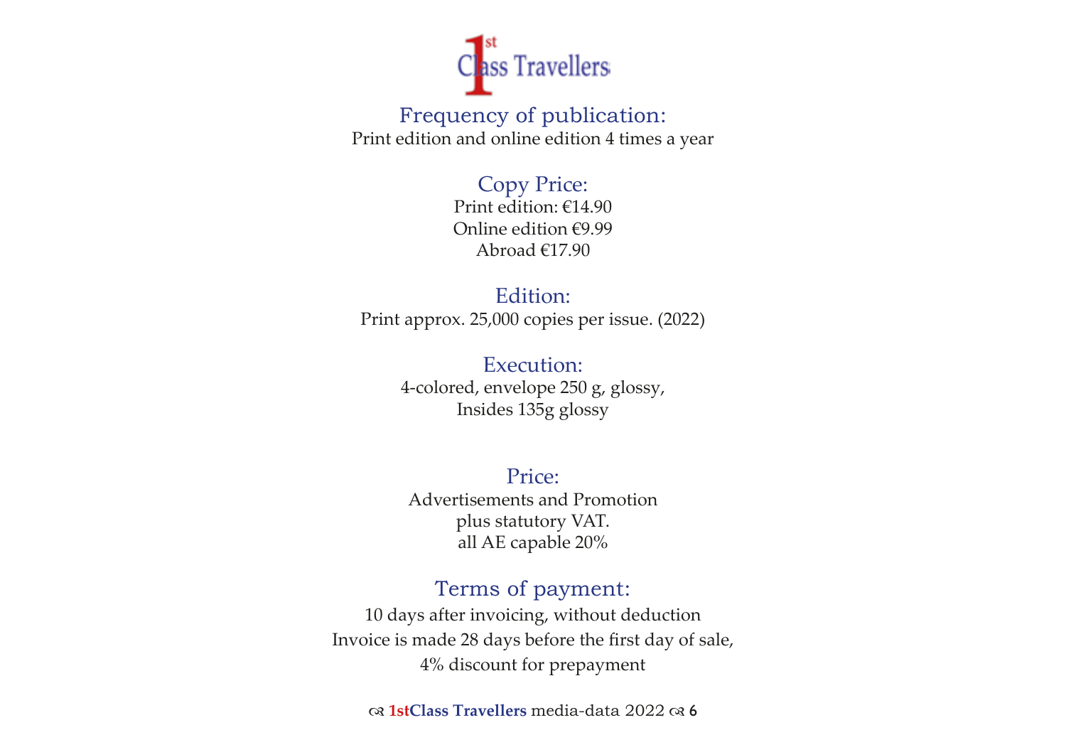1st Class Travellers

## Frequency of publication:

Print edition and online edition 4 times a year

## Copy Price:

Print edition: €14.90
Online edition €9.99
Abroad €17.90

## Edition:

Print approx. 25,000 copies per issue. (2022)

## Execution:

4-colored, envelope 250 g, glossy,
Insides 135g glossy

## Price:

Advertisements and Promotion
plus statutory VAT.
all AE capable 20%

## Terms of payment:

10 days after invoicing, without deduction
Invoice is made 28 days before the first day of sale,
4% discount for prepayment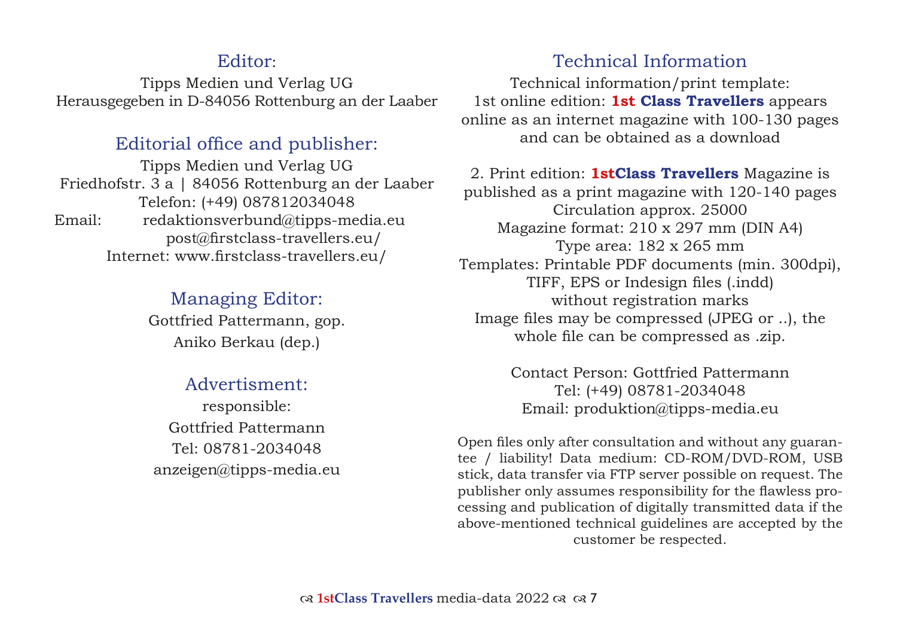## Editor:

Tipps Medien und Verlag UG
Herausgegeben in D-84056 Rottenburg an der Laaber

## Editorial office and publisher:

Tipps Medien und Verlag UG
Friedhofstr. 3 a | 84056 Rottenburg an der Laaber
Telefon: (+49) 087812034048
Email: redaktionsverbund@tipps-media.eu
post@firstclass-travellers.eu/
Internet: www.firstclass-travellers.eu/

## Managing Editor:

Gottfried Pattermann, gop.
Aniko Berkau (dep.)

## Advertisment:

responsible:
Gottfried Pattermann
Tel: 08781-2034048
anzeigen@tipps-media.eu

## Technical Information

Technical information/print template:
1st online edition: **1st Class Travellers** appears online as an internet magazine with 100-130 pages and can be obtained as a download

2. Print edition: **1stClass Travellers** Magazine is published as a print magazine with 120-140 pages
Circulation approx. 25000
Magazine format: 210 x 297 mm (DIN A4)
Type area: 182 x 265 mm
Templates: Printable PDF documents (min. 300dpi), TIFF, EPS or Indesign files (.indd)
without registration marks
Image files may be compressed (JPEG or ..), the whole file can be compressed as .zip.

Contact Person: Gottfried Pattermann
Tel: (+49) 08781-2034048
Email: produktion@tipps-media.eu

Open files only after consultation and without any guarantee / liability! Data medium: CD-ROM/DVD-ROM, USB stick, data transfer via FTP server possible on request. The publisher only assumes responsibility for the flawless processing and publication of digitally transmitted data if the above-mentioned technical guidelines are accepted by the customer be respected.